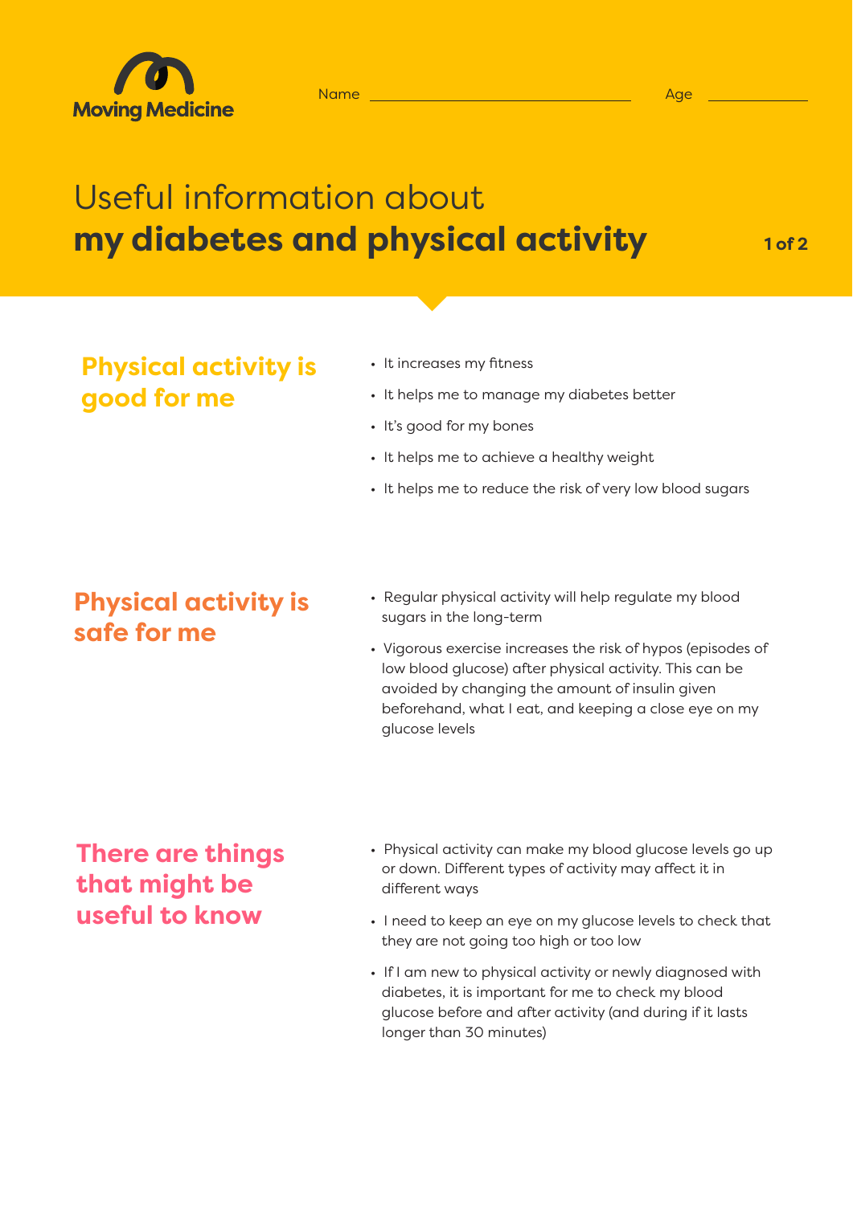Moving Medicine

Name ______________________ Age __________

# Useful information about **my diabetes and physical activity**

## Physical activity is good for me

- It increases my fitness
- It helps me to manage my diabetes better
- It's good for my bones
- It helps me to achieve a healthy weight
- It helps me to reduce the risk of very low blood sugars

## Physical activity is safe for me

- Regular physical activity will help regulate my blood sugars in the long-term
- Vigorous exercise increases the risk of hypos (episodes of low blood glucose) after physical activity. This can be avoided by changing the amount of insulin given beforehand, what I eat, and keeping a close eye on my glucose levels

## There are things that might be useful to know

- Physical activity can make my blood glucose levels go up or down. Different types of activity may affect it in different ways
- I need to keep an eye on my glucose levels to check that they are not going too high or too low
- If I am new to physical activity or newly diagnosed with diabetes, it is important for me to check my blood glucose before and after activity (and during if it lasts longer than 30 minutes)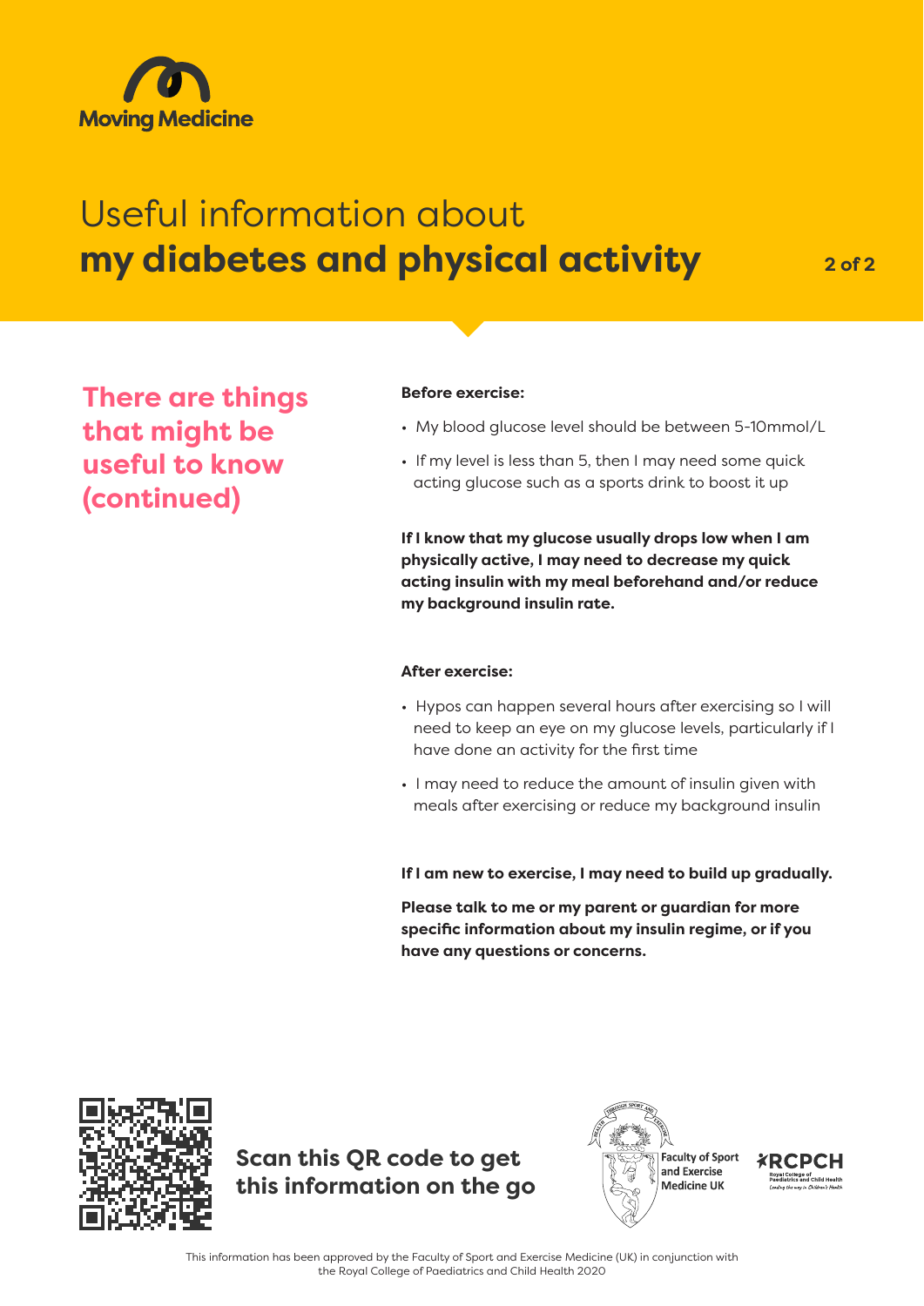Moving Medicine

# Useful information about **my diabetes and physical activity**

## There are things that might be useful to know (continued)

**Before exercise:**

- My blood glucose level should be between 5-10mmol/L
- If my level is less than 5, then I may need some quick acting glucose such as a sports drink to boost it up

**If I know that my glucose usually drops low when I am physically active, I may need to decrease my quick acting insulin with my meal beforehand and/or reduce my background insulin rate.**

**After exercise:**

- Hypos can happen several hours after exercising so I will need to keep an eye on my glucose levels, particularly if I have done an activity for the first time
- I may need to reduce the amount of insulin given with meals after exercising or reduce my background insulin

**If I am new to exercise, I may need to build up gradually.**

**Please talk to me or my parent or guardian for more specific information about my insulin regime, or if you have any questions or concerns.**

**Scan this QR code to get this information on the go**

Faculty of Sport and Exercise Medicine UK

RCPCH Royal College of Paediatrics and Child Health

This information has been approved by the Faculty of Sport and Exercise Medicine (UK) in conjunction with the Royal College of Paediatrics and Child Health 2020